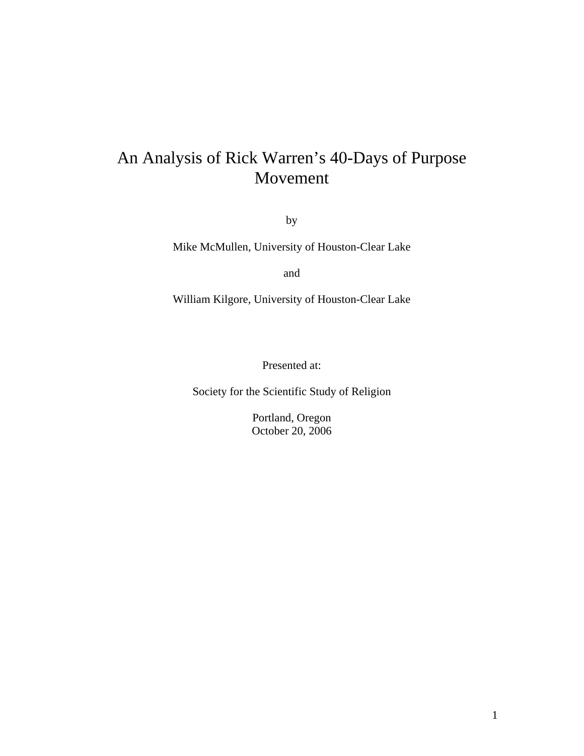# An Analysis of Rick Warren's 40-Days of Purpose Movement

by

Mike McMullen, University of Houston-Clear Lake

and

William Kilgore, University of Houston-Clear Lake

Presented at:

Society for the Scientific Study of Religion

Portland, Oregon
October 20, 2006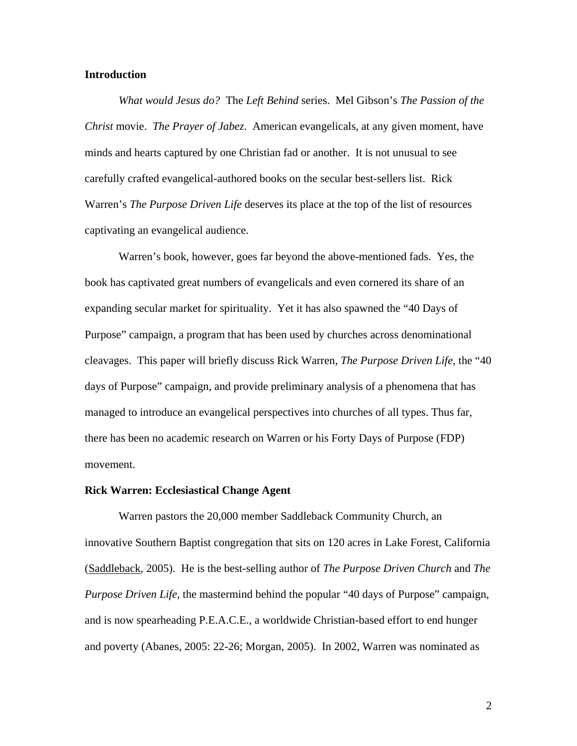**Introduction**

*What would Jesus do?* The *Left Behind* series. Mel Gibson's *The Passion of the Christ* movie. *The Prayer of Jabez*. American evangelicals, at any given moment, have minds and hearts captured by one Christian fad or another. It is not unusual to see carefully crafted evangelical-authored books on the secular best-sellers list. Rick Warren's *The Purpose Driven Life* deserves its place at the top of the list of resources captivating an evangelical audience.

Warren's book, however, goes far beyond the above-mentioned fads. Yes, the book has captivated great numbers of evangelicals and even cornered its share of an expanding secular market for spirituality. Yet it has also spawned the "40 Days of Purpose" campaign, a program that has been used by churches across denominational cleavages. This paper will briefly discuss Rick Warren, *The Purpose Driven Life*, the "40 days of Purpose" campaign, and provide preliminary analysis of a phenomena that has managed to introduce an evangelical perspectives into churches of all types. Thus far, there has been no academic research on Warren or his Forty Days of Purpose (FDP) movement.

**Rick Warren: Ecclesiastical Change Agent**

Warren pastors the 20,000 member Saddleback Community Church, an innovative Southern Baptist congregation that sits on 120 acres in Lake Forest, California (Saddleback, 2005). He is the best-selling author of *The Purpose Driven Church* and *The Purpose Driven Life*, the mastermind behind the popular "40 days of Purpose" campaign, and is now spearheading P.E.A.C.E., a worldwide Christian-based effort to end hunger and poverty (Abanes, 2005: 22-26; Morgan, 2005). In 2002, Warren was nominated as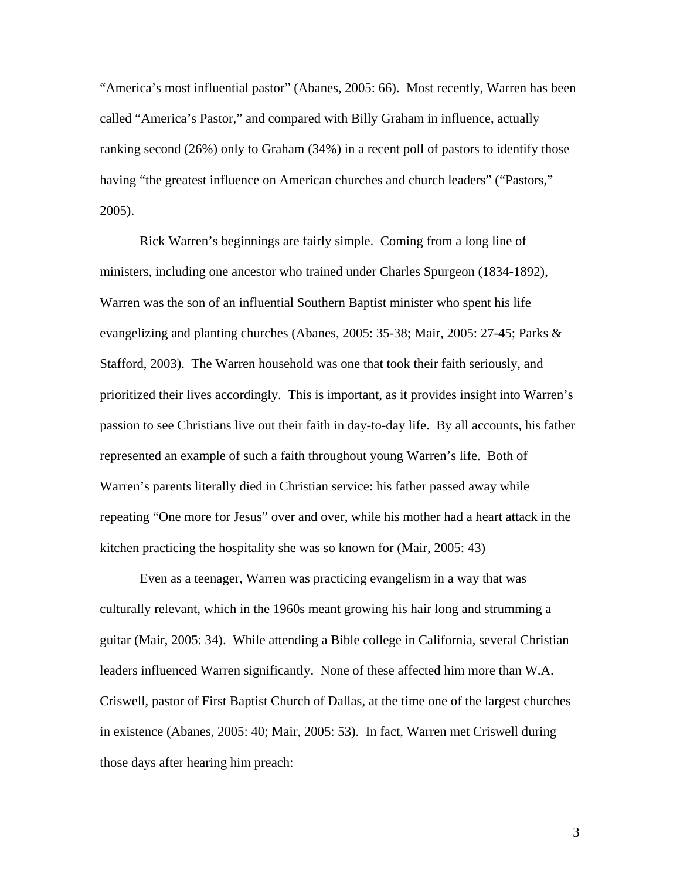"America's most influential pastor" (Abanes, 2005: 66). Most recently, Warren has been called "America's Pastor," and compared with Billy Graham in influence, actually ranking second (26%) only to Graham (34%) in a recent poll of pastors to identify those having "the greatest influence on American churches and church leaders" ("Pastors," 2005).

Rick Warren's beginnings are fairly simple. Coming from a long line of ministers, including one ancestor who trained under Charles Spurgeon (1834-1892), Warren was the son of an influential Southern Baptist minister who spent his life evangelizing and planting churches (Abanes, 2005: 35-38; Mair, 2005: 27-45; Parks & Stafford, 2003). The Warren household was one that took their faith seriously, and prioritized their lives accordingly. This is important, as it provides insight into Warren's passion to see Christians live out their faith in day-to-day life. By all accounts, his father represented an example of such a faith throughout young Warren's life. Both of Warren's parents literally died in Christian service: his father passed away while repeating "One more for Jesus" over and over, while his mother had a heart attack in the kitchen practicing the hospitality she was so known for (Mair, 2005: 43)

Even as a teenager, Warren was practicing evangelism in a way that was culturally relevant, which in the 1960s meant growing his hair long and strumming a guitar (Mair, 2005: 34). While attending a Bible college in California, several Christian leaders influenced Warren significantly. None of these affected him more than W.A. Criswell, pastor of First Baptist Church of Dallas, at the time one of the largest churches in existence (Abanes, 2005: 40; Mair, 2005: 53). In fact, Warren met Criswell during those days after hearing him preach: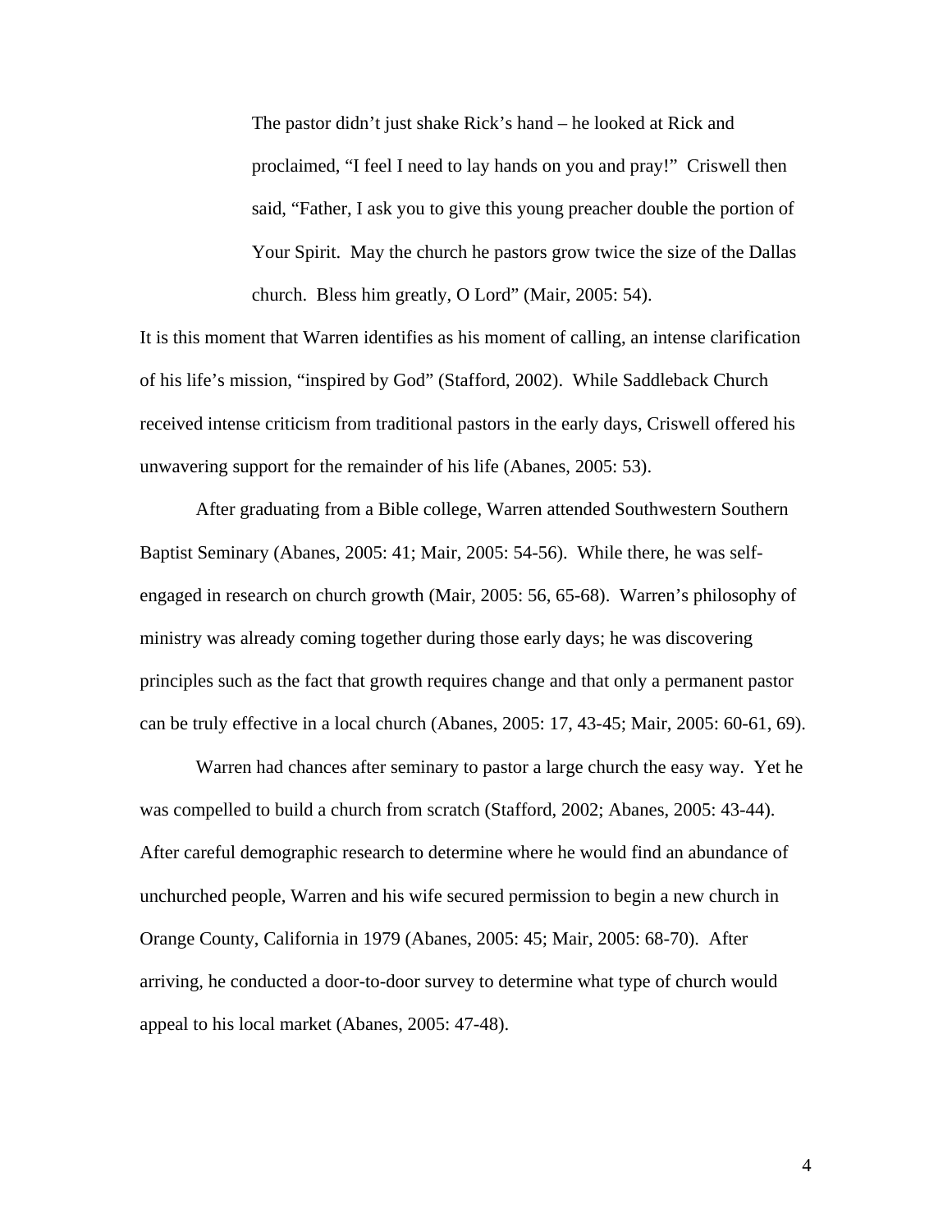> The pastor didn't just shake Rick's hand – he looked at Rick and proclaimed, "I feel I need to lay hands on you and pray!" Criswell then said, "Father, I ask you to give this young preacher double the portion of Your Spirit. May the church he pastors grow twice the size of the Dallas church. Bless him greatly, O Lord" (Mair, 2005: 54).

It is this moment that Warren identifies as his moment of calling, an intense clarification of his life's mission, "inspired by God" (Stafford, 2002). While Saddleback Church received intense criticism from traditional pastors in the early days, Criswell offered his unwavering support for the remainder of his life (Abanes, 2005: 53).

After graduating from a Bible college, Warren attended Southwestern Southern Baptist Seminary (Abanes, 2005: 41; Mair, 2005: 54-56). While there, he was self-engaged in research on church growth (Mair, 2005: 56, 65-68). Warren's philosophy of ministry was already coming together during those early days; he was discovering principles such as the fact that growth requires change and that only a permanent pastor can be truly effective in a local church (Abanes, 2005: 17, 43-45; Mair, 2005: 60-61, 69).

Warren had chances after seminary to pastor a large church the easy way. Yet he was compelled to build a church from scratch (Stafford, 2002; Abanes, 2005: 43-44). After careful demographic research to determine where he would find an abundance of unchurched people, Warren and his wife secured permission to begin a new church in Orange County, California in 1979 (Abanes, 2005: 45; Mair, 2005: 68-70). After arriving, he conducted a door-to-door survey to determine what type of church would appeal to his local market (Abanes, 2005: 47-48).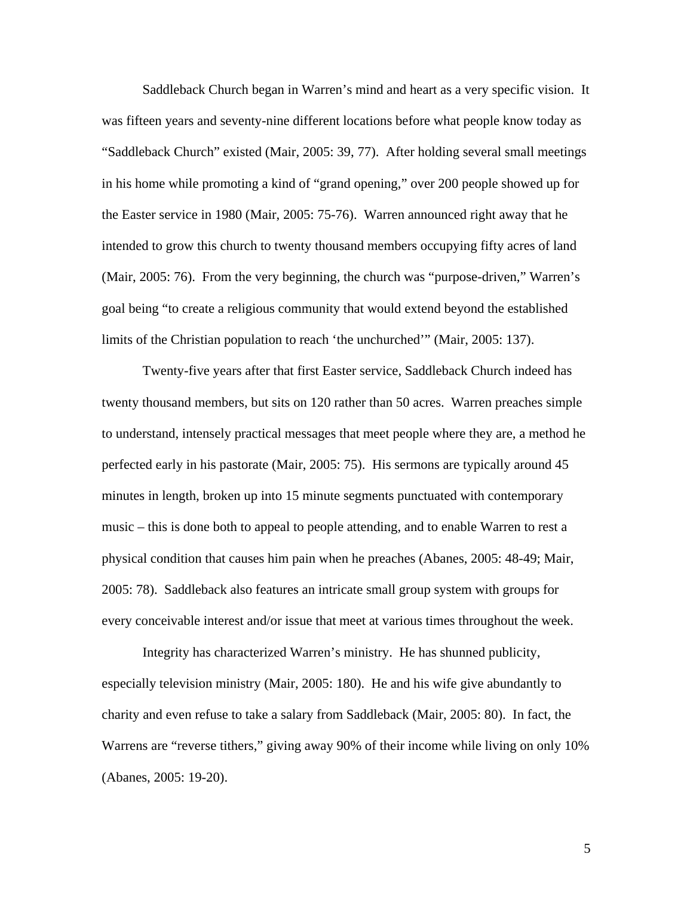Saddleback Church began in Warren's mind and heart as a very specific vision. It was fifteen years and seventy-nine different locations before what people know today as "Saddleback Church" existed (Mair, 2005: 39, 77). After holding several small meetings in his home while promoting a kind of "grand opening," over 200 people showed up for the Easter service in 1980 (Mair, 2005: 75-76). Warren announced right away that he intended to grow this church to twenty thousand members occupying fifty acres of land (Mair, 2005: 76). From the very beginning, the church was "purpose-driven," Warren's goal being "to create a religious community that would extend beyond the established limits of the Christian population to reach 'the unchurched'" (Mair, 2005: 137).

Twenty-five years after that first Easter service, Saddleback Church indeed has twenty thousand members, but sits on 120 rather than 50 acres. Warren preaches simple to understand, intensely practical messages that meet people where they are, a method he perfected early in his pastorate (Mair, 2005: 75). His sermons are typically around 45 minutes in length, broken up into 15 minute segments punctuated with contemporary music – this is done both to appeal to people attending, and to enable Warren to rest a physical condition that causes him pain when he preaches (Abanes, 2005: 48-49; Mair, 2005: 78). Saddleback also features an intricate small group system with groups for every conceivable interest and/or issue that meet at various times throughout the week.

Integrity has characterized Warren's ministry. He has shunned publicity, especially television ministry (Mair, 2005: 180). He and his wife give abundantly to charity and even refuse to take a salary from Saddleback (Mair, 2005: 80). In fact, the Warrens are "reverse tithers," giving away 90% of their income while living on only 10% (Abanes, 2005: 19-20).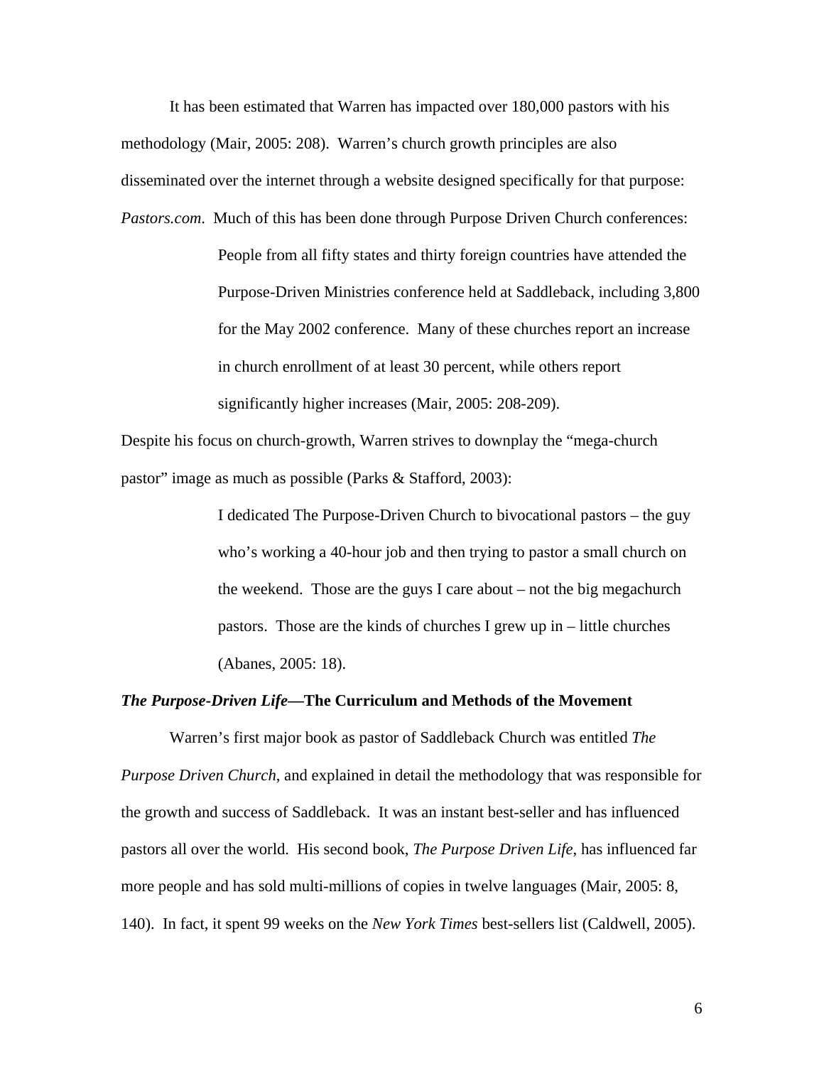It has been estimated that Warren has impacted over 180,000 pastors with his methodology (Mair, 2005: 208). Warren's church growth principles are also disseminated over the internet through a website designed specifically for that purpose: *Pastors.com*. Much of this has been done through Purpose Driven Church conferences:

> People from all fifty states and thirty foreign countries have attended the Purpose-Driven Ministries conference held at Saddleback, including 3,800 for the May 2002 conference. Many of these churches report an increase in church enrollment of at least 30 percent, while others report significantly higher increases (Mair, 2005: 208-209).

Despite his focus on church-growth, Warren strives to downplay the "mega-church pastor" image as much as possible (Parks & Stafford, 2003):

> I dedicated The Purpose-Driven Church to bivocational pastors – the guy who's working a 40-hour job and then trying to pastor a small church on the weekend. Those are the guys I care about – not the big megachurch pastors. Those are the kinds of churches I grew up in – little churches (Abanes, 2005: 18).

### *The Purpose-Driven Life*—The Curriculum and Methods of the Movement

Warren's first major book as pastor of Saddleback Church was entitled *The Purpose Driven Church*, and explained in detail the methodology that was responsible for the growth and success of Saddleback. It was an instant best-seller and has influenced pastors all over the world. His second book, *The Purpose Driven Life*, has influenced far more people and has sold multi-millions of copies in twelve languages (Mair, 2005: 8, 140). In fact, it spent 99 weeks on the *New York Times* best-sellers list (Caldwell, 2005).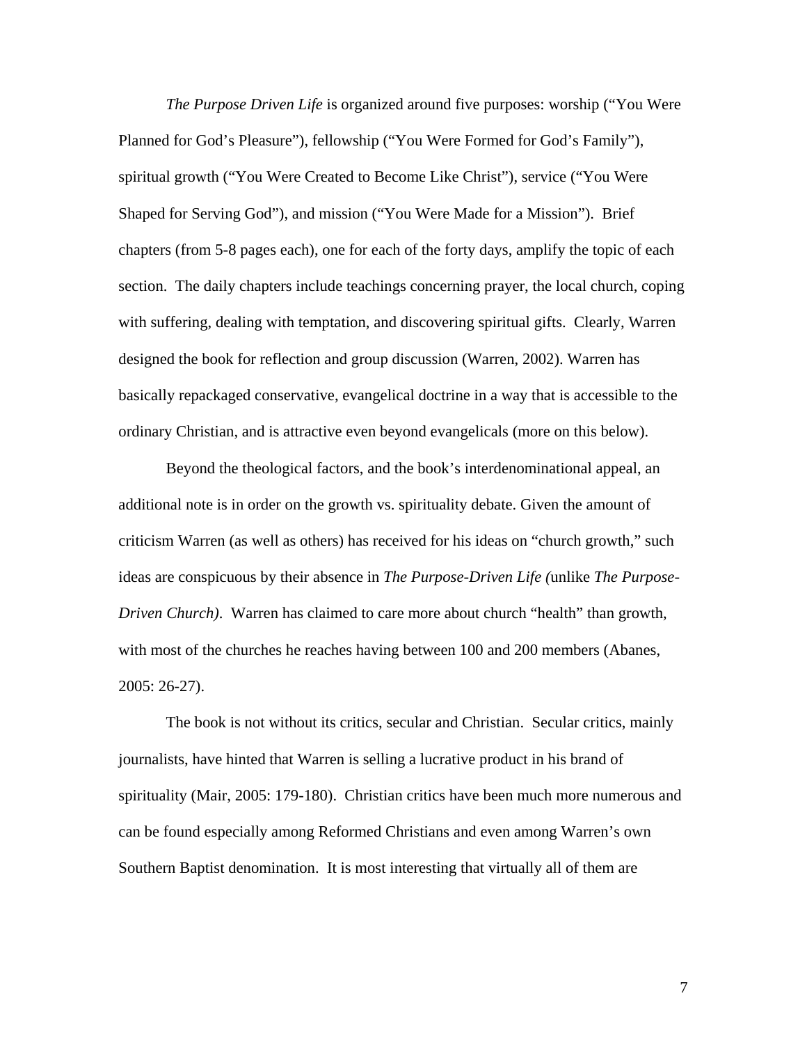*The Purpose Driven Life* is organized around five purposes: worship ("You Were Planned for God's Pleasure"), fellowship ("You Were Formed for God's Family"), spiritual growth ("You Were Created to Become Like Christ"), service ("You Were Shaped for Serving God"), and mission ("You Were Made for a Mission"). Brief chapters (from 5-8 pages each), one for each of the forty days, amplify the topic of each section. The daily chapters include teachings concerning prayer, the local church, coping with suffering, dealing with temptation, and discovering spiritual gifts. Clearly, Warren designed the book for reflection and group discussion (Warren, 2002). Warren has basically repackaged conservative, evangelical doctrine in a way that is accessible to the ordinary Christian, and is attractive even beyond evangelicals (more on this below).

Beyond the theological factors, and the book's interdenominational appeal, an additional note is in order on the growth vs. spirituality debate. Given the amount of criticism Warren (as well as others) has received for his ideas on "church growth," such ideas are conspicuous by their absence in *The Purpose-Driven Life (*unlike *The Purpose-Driven Church)*. Warren has claimed to care more about church "health" than growth, with most of the churches he reaches having between 100 and 200 members (Abanes, 2005: 26-27).

The book is not without its critics, secular and Christian. Secular critics, mainly journalists, have hinted that Warren is selling a lucrative product in his brand of spirituality (Mair, 2005: 179-180). Christian critics have been much more numerous and can be found especially among Reformed Christians and even among Warren's own Southern Baptist denomination. It is most interesting that virtually all of them are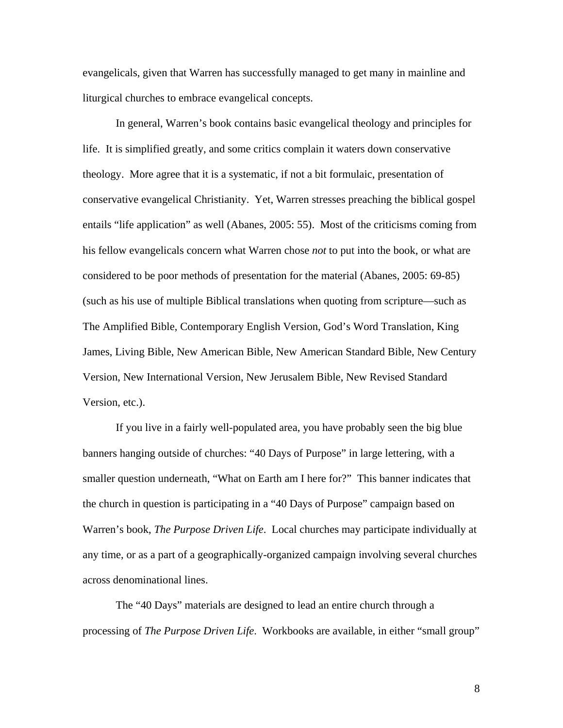evangelicals, given that Warren has successfully managed to get many in mainline and liturgical churches to embrace evangelical concepts.

In general, Warren's book contains basic evangelical theology and principles for life. It is simplified greatly, and some critics complain it waters down conservative theology. More agree that it is a systematic, if not a bit formulaic, presentation of conservative evangelical Christianity. Yet, Warren stresses preaching the biblical gospel entails "life application" as well (Abanes, 2005: 55). Most of the criticisms coming from his fellow evangelicals concern what Warren chose *not* to put into the book, or what are considered to be poor methods of presentation for the material (Abanes, 2005: 69-85) (such as his use of multiple Biblical translations when quoting from scripture—such as The Amplified Bible, Contemporary English Version, God's Word Translation, King James, Living Bible, New American Bible, New American Standard Bible, New Century Version, New International Version, New Jerusalem Bible, New Revised Standard Version, etc.).

If you live in a fairly well-populated area, you have probably seen the big blue banners hanging outside of churches: "40 Days of Purpose" in large lettering, with a smaller question underneath, "What on Earth am I here for?" This banner indicates that the church in question is participating in a "40 Days of Purpose" campaign based on Warren's book, *The Purpose Driven Life*. Local churches may participate individually at any time, or as a part of a geographically-organized campaign involving several churches across denominational lines.

The "40 Days" materials are designed to lead an entire church through a processing of *The Purpose Driven Life*. Workbooks are available, in either "small group"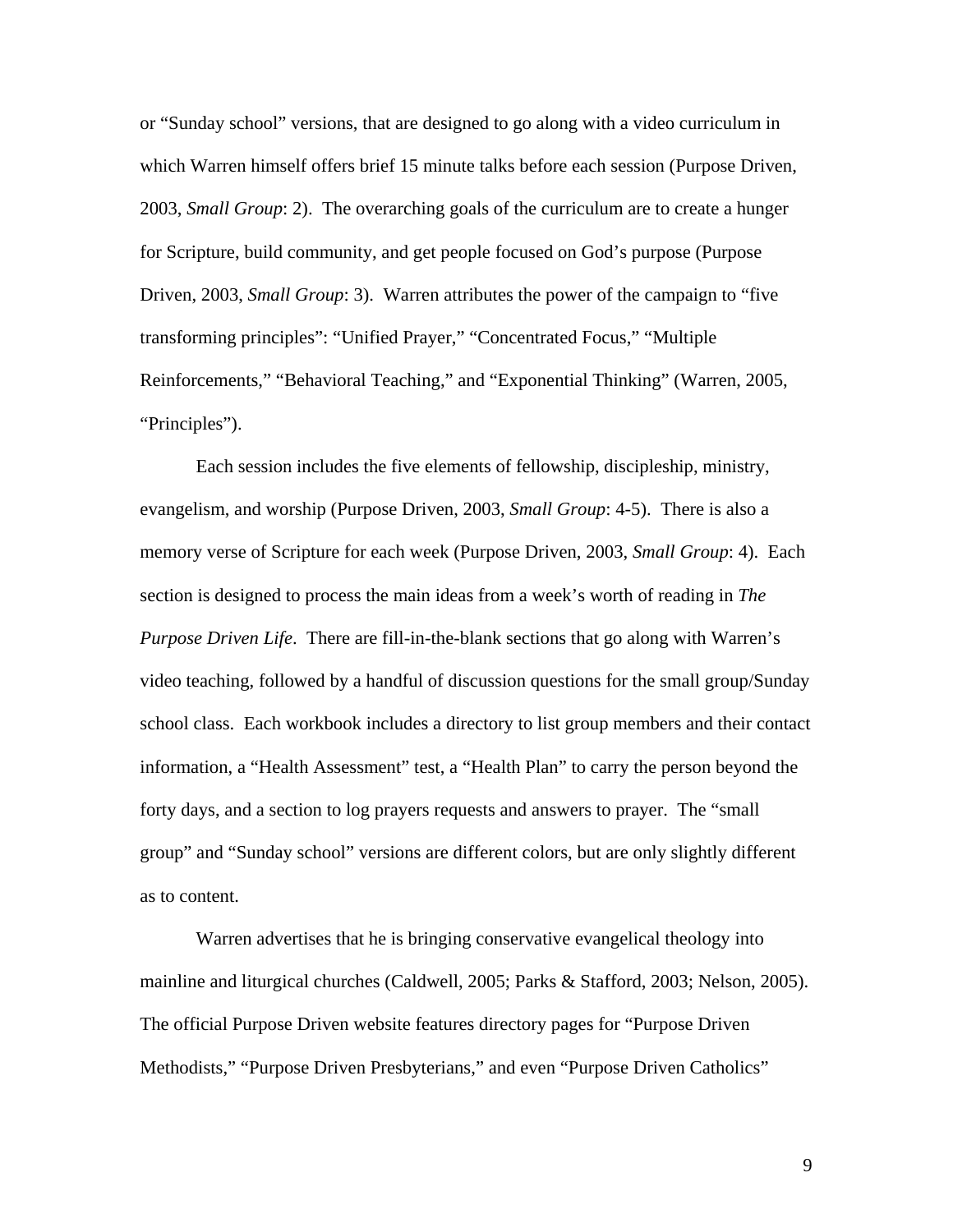or "Sunday school" versions, that are designed to go along with a video curriculum in which Warren himself offers brief 15 minute talks before each session (Purpose Driven, 2003, *Small Group*: 2). The overarching goals of the curriculum are to create a hunger for Scripture, build community, and get people focused on God's purpose (Purpose Driven, 2003, *Small Group*: 3). Warren attributes the power of the campaign to "five transforming principles": "Unified Prayer," "Concentrated Focus," "Multiple Reinforcements," "Behavioral Teaching," and "Exponential Thinking" (Warren, 2005, "Principles").

Each session includes the five elements of fellowship, discipleship, ministry, evangelism, and worship (Purpose Driven, 2003, *Small Group*: 4-5). There is also a memory verse of Scripture for each week (Purpose Driven, 2003, *Small Group*: 4). Each section is designed to process the main ideas from a week's worth of reading in *The Purpose Driven Life*. There are fill-in-the-blank sections that go along with Warren's video teaching, followed by a handful of discussion questions for the small group/Sunday school class. Each workbook includes a directory to list group members and their contact information, a "Health Assessment" test, a "Health Plan" to carry the person beyond the forty days, and a section to log prayers requests and answers to prayer. The "small group" and "Sunday school" versions are different colors, but are only slightly different as to content.

Warren advertises that he is bringing conservative evangelical theology into mainline and liturgical churches (Caldwell, 2005; Parks & Stafford, 2003; Nelson, 2005). The official Purpose Driven website features directory pages for "Purpose Driven Methodists," "Purpose Driven Presbyterians," and even "Purpose Driven Catholics"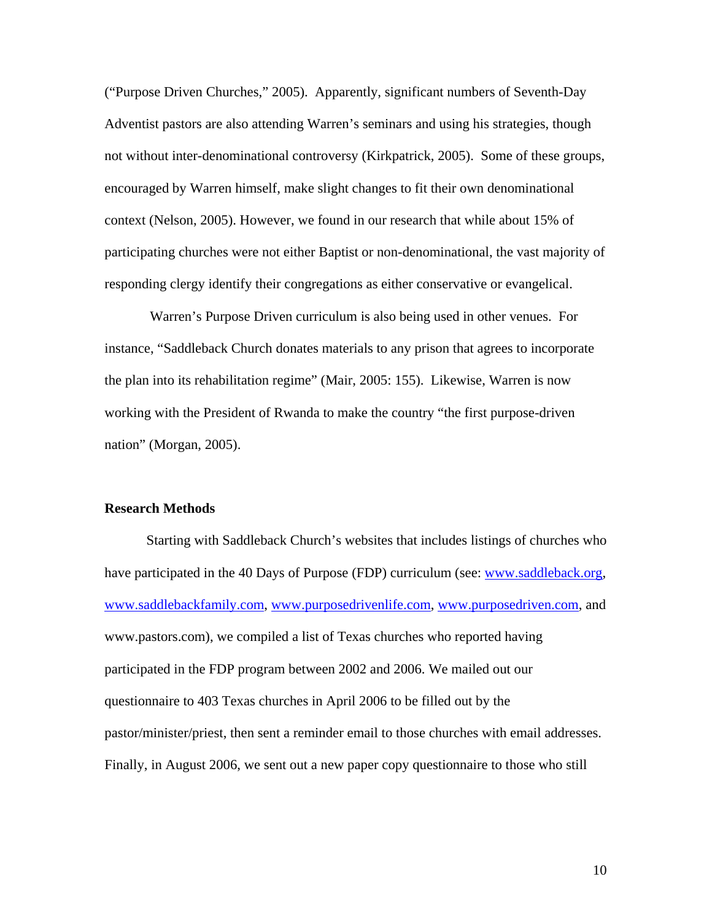(“Purpose Driven Churches,” 2005). Apparently, significant numbers of Seventh-Day Adventist pastors are also attending Warren’s seminars and using his strategies, though not without inter-denominational controversy (Kirkpatrick, 2005). Some of these groups, encouraged by Warren himself, make slight changes to fit their own denominational context (Nelson, 2005). However, we found in our research that while about 15% of participating churches were not either Baptist or non-denominational, the vast majority of responding clergy identify their congregations as either conservative or evangelical.

Warren’s Purpose Driven curriculum is also being used in other venues. For instance, “Saddleback Church donates materials to any prison that agrees to incorporate the plan into its rehabilitation regime” (Mair, 2005: 155). Likewise, Warren is now working with the President of Rwanda to make the country “the first purpose-driven nation” (Morgan, 2005).

**Research Methods**

Starting with Saddleback Church’s websites that includes listings of churches who have participated in the 40 Days of Purpose (FDP) curriculum (see: www.saddleback.org, www.saddlebackfamily.com, www.purposedrivenlife.com, www.purposedriven.com, and www.pastors.com), we compiled a list of Texas churches who reported having participated in the FDP program between 2002 and 2006. We mailed out our questionnaire to 403 Texas churches in April 2006 to be filled out by the pastor/minister/priest, then sent a reminder email to those churches with email addresses. Finally, in August 2006, we sent out a new paper copy questionnaire to those who still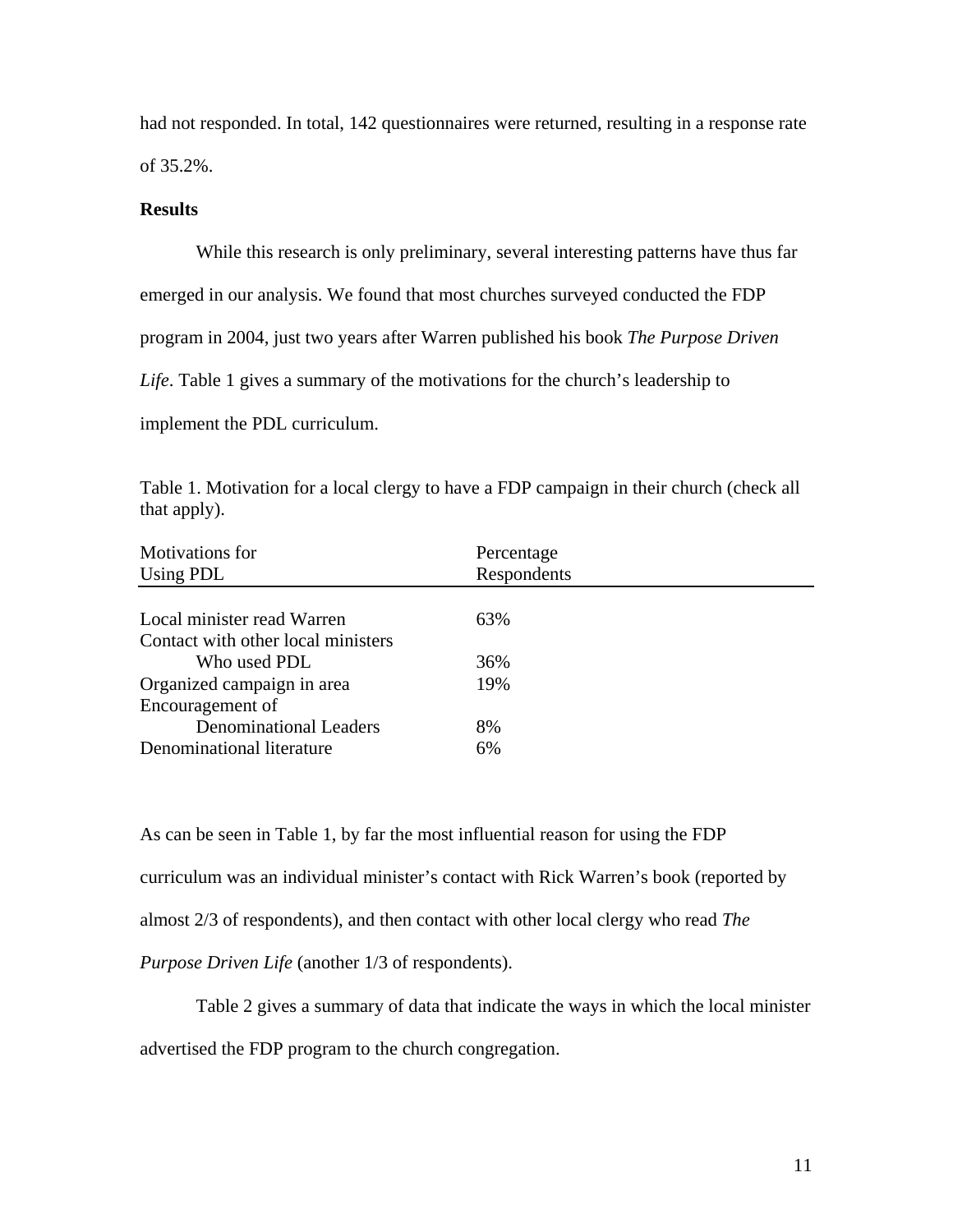had not responded. In total, 142 questionnaires were returned, resulting in a response rate of 35.2%.

**Results**

While this research is only preliminary, several interesting patterns have thus far emerged in our analysis. We found that most churches surveyed conducted the FDP program in 2004, just two years after Warren published his book *The Purpose Driven Life*. Table 1 gives a summary of the motivations for the church's leadership to implement the PDL curriculum.

Table 1. Motivation for a local clergy to have a FDP campaign in their church (check all that apply).

| Motivations for Using PDL | Percentage Respondents |
|---|---|
| Local minister read Warren | 63% |
| Contact with other local ministers Who used PDL | 36% |
| Organized campaign in area | 19% |
| Encouragement of Denominational Leaders | 8% |
| Denominational literature | 6% |

As can be seen in Table 1, by far the most influential reason for using the FDP curriculum was an individual minister's contact with Rick Warren's book (reported by almost 2/3 of respondents), and then contact with other local clergy who read *The Purpose Driven Life* (another 1/3 of respondents).

Table 2 gives a summary of data that indicate the ways in which the local minister advertised the FDP program to the church congregation.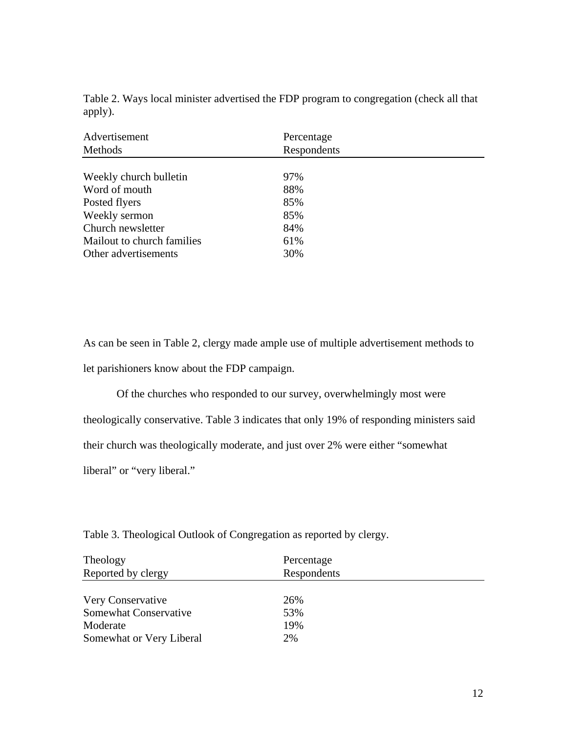Table 2. Ways local minister advertised the FDP program to congregation (check all that apply).

| Advertisement Methods | Percentage Respondents |
| --- | --- |
| Weekly church bulletin | 97% |
| Word of mouth | 88% |
| Posted flyers | 85% |
| Weekly sermon | 85% |
| Church newsletter | 84% |
| Mailout to church families | 61% |
| Other advertisements | 30% |

As can be seen in Table 2, clergy made ample use of multiple advertisement methods to let parishioners know about the FDP campaign.

Of the churches who responded to our survey, overwhelmingly most were theologically conservative. Table 3 indicates that only 19% of responding ministers said their church was theologically moderate, and just over 2% were either "somewhat liberal" or "very liberal."

Table 3. Theological Outlook of Congregation as reported by clergy.

| Theology Reported by clergy | Percentage Respondents |
| --- | --- |
| Very Conservative | 26% |
| Somewhat Conservative | 53% |
| Moderate | 19% |
| Somewhat or Very Liberal | 2% |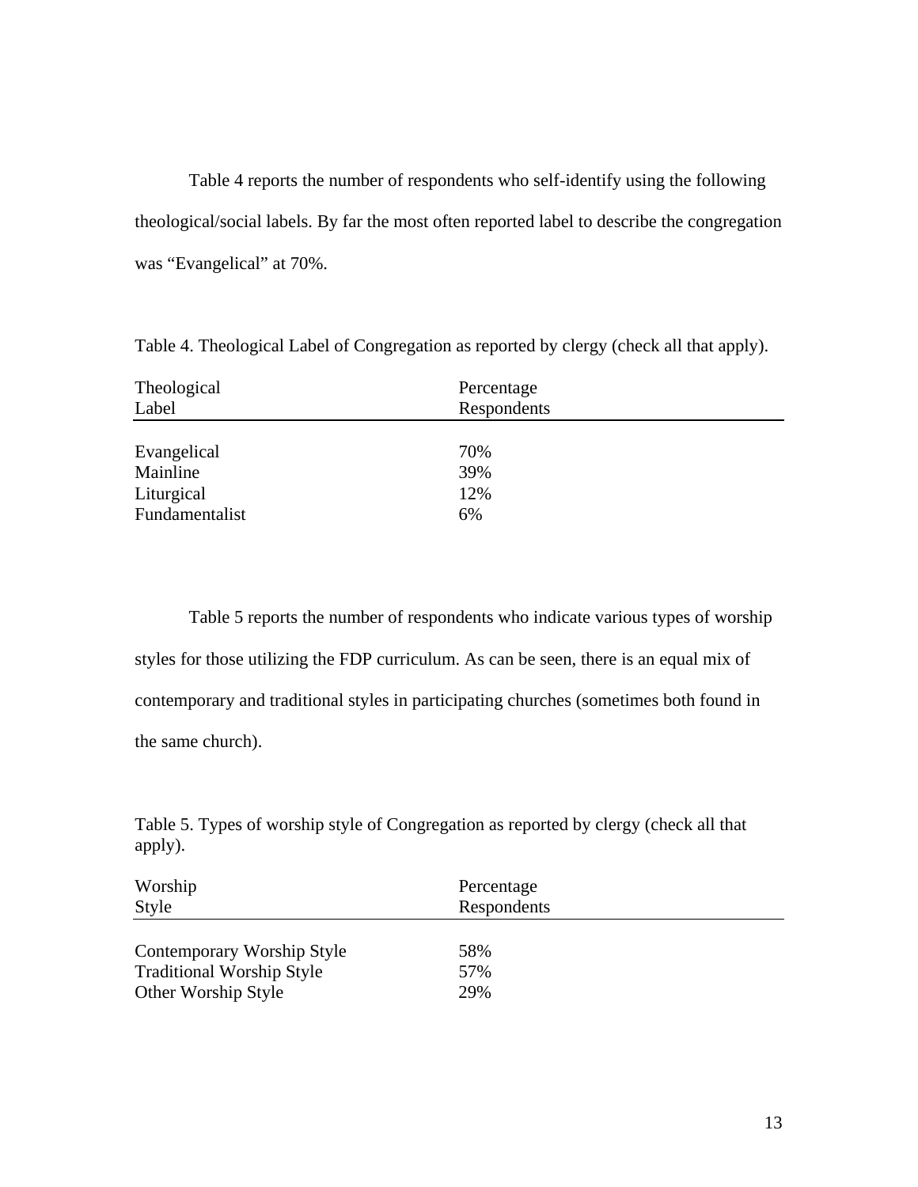Table 4 reports the number of respondents who self-identify using the following theological/social labels. By far the most often reported label to describe the congregation was "Evangelical" at 70%.

Table 4. Theological Label of Congregation as reported by clergy (check all that apply).

| Theological Label | Percentage Respondents |
|---|---|
| Evangelical | 70% |
| Mainline | 39% |
| Liturgical | 12% |
| Fundamentalist | 6% |

Table 5 reports the number of respondents who indicate various types of worship styles for those utilizing the FDP curriculum. As can be seen, there is an equal mix of contemporary and traditional styles in participating churches (sometimes both found in the same church).

Table 5. Types of worship style of Congregation as reported by clergy (check all that apply).

| Worship Style | Percentage Respondents |
|---|---|
| Contemporary Worship Style | 58% |
| Traditional Worship Style | 57% |
| Other Worship Style | 29% |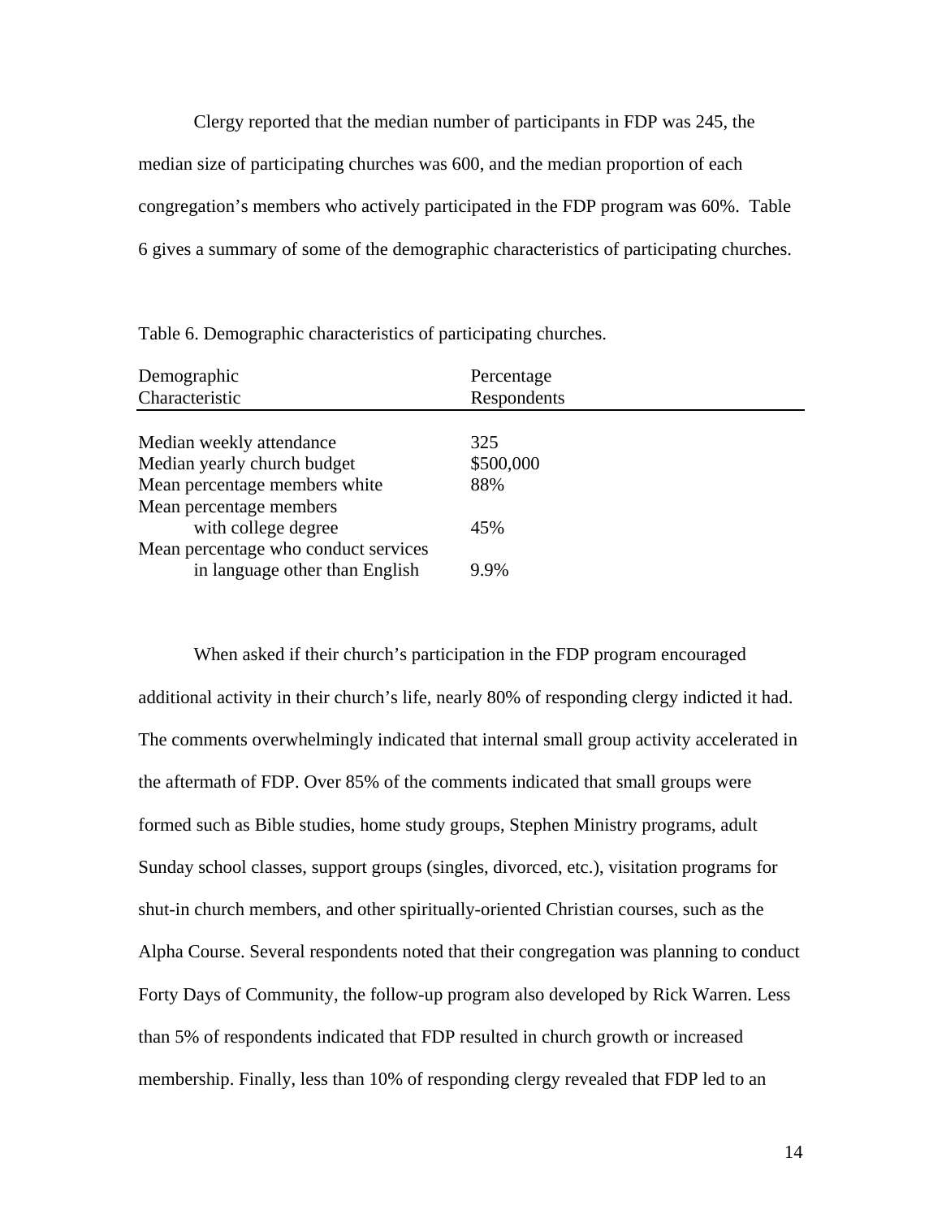Clergy reported that the median number of participants in FDP was 245, the median size of participating churches was 600, and the median proportion of each congregation's members who actively participated in the FDP program was 60%. Table 6 gives a summary of some of the demographic characteristics of participating churches.

Table 6. Demographic characteristics of participating churches.

| Demographic Characteristic | Percentage Respondents |
|---|---|
| Median weekly attendance | 325 |
| Median yearly church budget | $500,000 |
| Mean percentage members white | 88% |
| Mean percentage members with college degree | 45% |
| Mean percentage who conduct services in language other than English | 9.9% |

When asked if their church's participation in the FDP program encouraged additional activity in their church's life, nearly 80% of responding clergy indicted it had. The comments overwhelmingly indicated that internal small group activity accelerated in the aftermath of FDP. Over 85% of the comments indicated that small groups were formed such as Bible studies, home study groups, Stephen Ministry programs, adult Sunday school classes, support groups (singles, divorced, etc.), visitation programs for shut-in church members, and other spiritually-oriented Christian courses, such as the Alpha Course. Several respondents noted that their congregation was planning to conduct Forty Days of Community, the follow-up program also developed by Rick Warren. Less than 5% of respondents indicated that FDP resulted in church growth or increased membership. Finally, less than 10% of responding clergy revealed that FDP led to an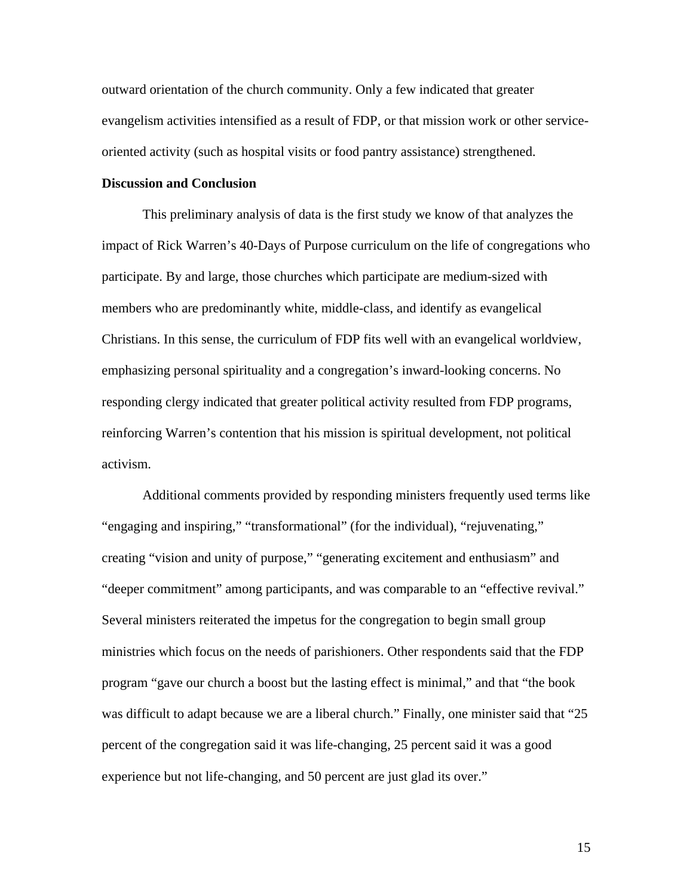outward orientation of the church community. Only a few indicated that greater evangelism activities intensified as a result of FDP, or that mission work or other service-oriented activity (such as hospital visits or food pantry assistance) strengthened.

**Discussion and Conclusion**

This preliminary analysis of data is the first study we know of that analyzes the impact of Rick Warren's 40-Days of Purpose curriculum on the life of congregations who participate. By and large, those churches which participate are medium-sized with members who are predominantly white, middle-class, and identify as evangelical Christians. In this sense, the curriculum of FDP fits well with an evangelical worldview, emphasizing personal spirituality and a congregation's inward-looking concerns. No responding clergy indicated that greater political activity resulted from FDP programs, reinforcing Warren's contention that his mission is spiritual development, not political activism.

Additional comments provided by responding ministers frequently used terms like "engaging and inspiring," "transformational" (for the individual), "rejuvenating," creating "vision and unity of purpose," "generating excitement and enthusiasm" and "deeper commitment" among participants, and was comparable to an "effective revival." Several ministers reiterated the impetus for the congregation to begin small group ministries which focus on the needs of parishioners. Other respondents said that the FDP program "gave our church a boost but the lasting effect is minimal," and that "the book was difficult to adapt because we are a liberal church." Finally, one minister said that "25 percent of the congregation said it was life-changing, 25 percent said it was a good experience but not life-changing, and 50 percent are just glad its over."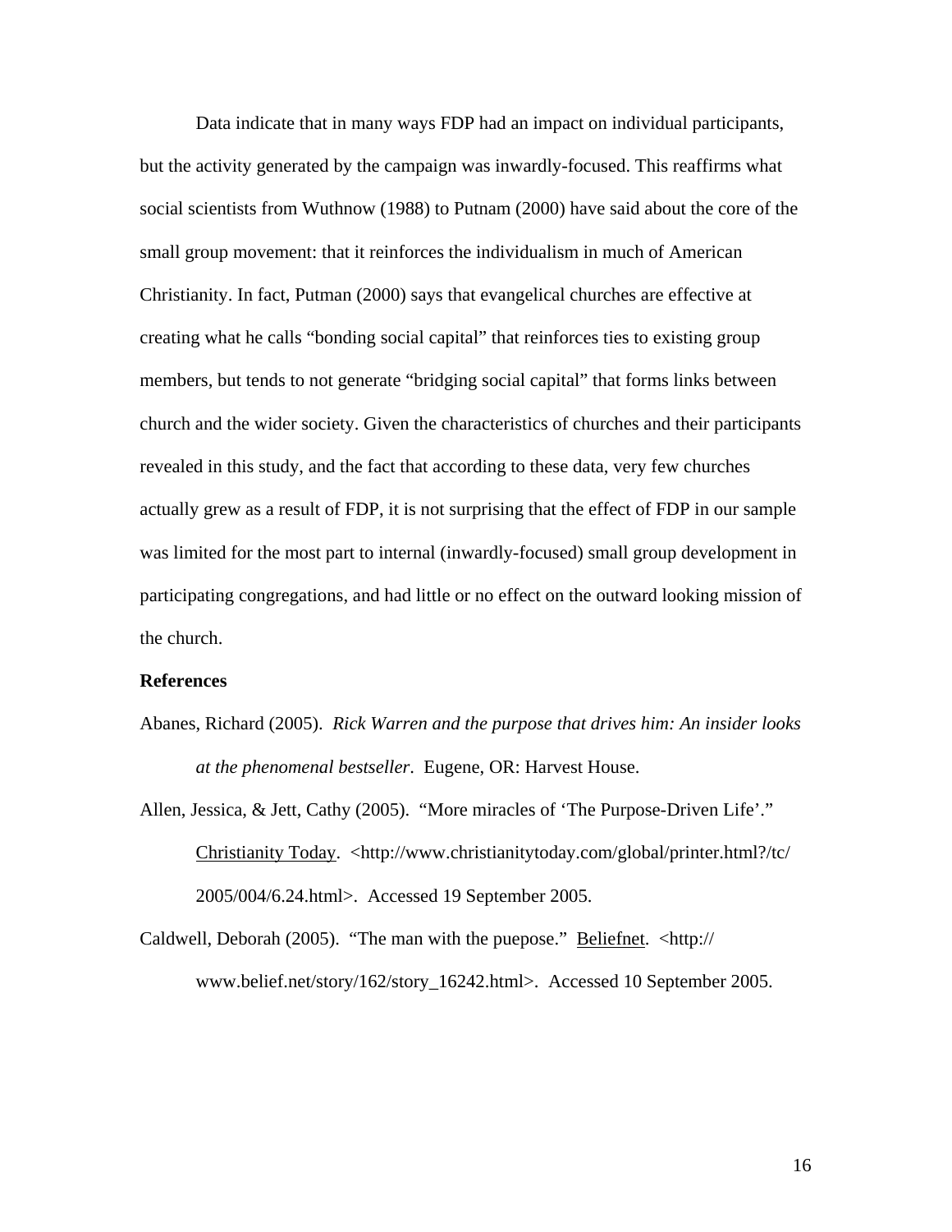Data indicate that in many ways FDP had an impact on individual participants, but the activity generated by the campaign was inwardly-focused. This reaffirms what social scientists from Wuthnow (1988) to Putnam (2000) have said about the core of the small group movement: that it reinforces the individualism in much of American Christianity. In fact, Putman (2000) says that evangelical churches are effective at creating what he calls "bonding social capital" that reinforces ties to existing group members, but tends to not generate "bridging social capital" that forms links between church and the wider society. Given the characteristics of churches and their participants revealed in this study, and the fact that according to these data, very few churches actually grew as a result of FDP, it is not surprising that the effect of FDP in our sample was limited for the most part to internal (inwardly-focused) small group development in participating congregations, and had little or no effect on the outward looking mission of the church.

**References**

Abanes, Richard (2005). *Rick Warren and the purpose that drives him: An insider looks at the phenomenal bestseller*. Eugene, OR: Harvest House.

Allen, Jessica, & Jett, Cathy (2005). "More miracles of 'The Purpose-Driven Life'." Christianity Today. <http://www.christianitytoday.com/global/printer.html?/tc/2005/004/6.24.html>. Accessed 19 September 2005.

Caldwell, Deborah (2005). "The man with the puepose." Beliefnet. <http://www.belief.net/story/162/story_16242.html>. Accessed 10 September 2005.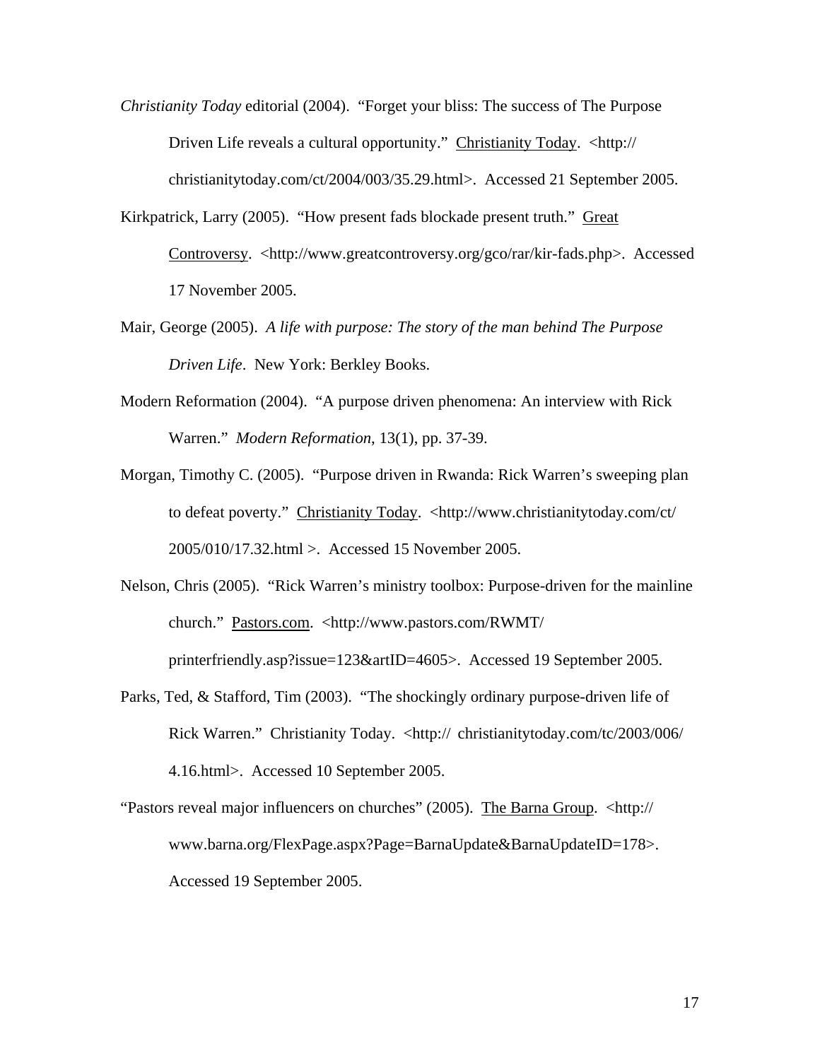*Christianity Today* editorial (2004). "Forget your bliss: The success of The Purpose Driven Life reveals a cultural opportunity." Christianity Today. <http://christianitytoday.com/ct/2004/003/35.29.html>. Accessed 21 September 2005.

Kirkpatrick, Larry (2005). "How present fads blockade present truth." Great Controversy. <http://www.greatcontroversy.org/gco/rar/kir-fads.php>. Accessed 17 November 2005.

Mair, George (2005). *A life with purpose: The story of the man behind The Purpose Driven Life*. New York: Berkley Books.

Modern Reformation (2004). "A purpose driven phenomena: An interview with Rick Warren." *Modern Reformation*, 13(1), pp. 37-39.

Morgan, Timothy C. (2005). "Purpose driven in Rwanda: Rick Warren's sweeping plan to defeat poverty." Christianity Today. <http://www.christianitytoday.com/ct/2005/010/17.32.html >. Accessed 15 November 2005.

Nelson, Chris (2005). "Rick Warren's ministry toolbox: Purpose-driven for the mainline church." Pastors.com. <http://www.pastors.com/RWMT/printerfriendly.asp?issue=123&artID=4605>. Accessed 19 September 2005.

Parks, Ted, & Stafford, Tim (2003). "The shockingly ordinary purpose-driven life of Rick Warren." Christianity Today. <http:// christianitytoday.com/tc/2003/006/4.16.html>. Accessed 10 September 2005.

"Pastors reveal major influencers on churches" (2005). The Barna Group. <http://www.barna.org/FlexPage.aspx?Page=BarnaUpdate&BarnaUpdateID=178>. Accessed 19 September 2005.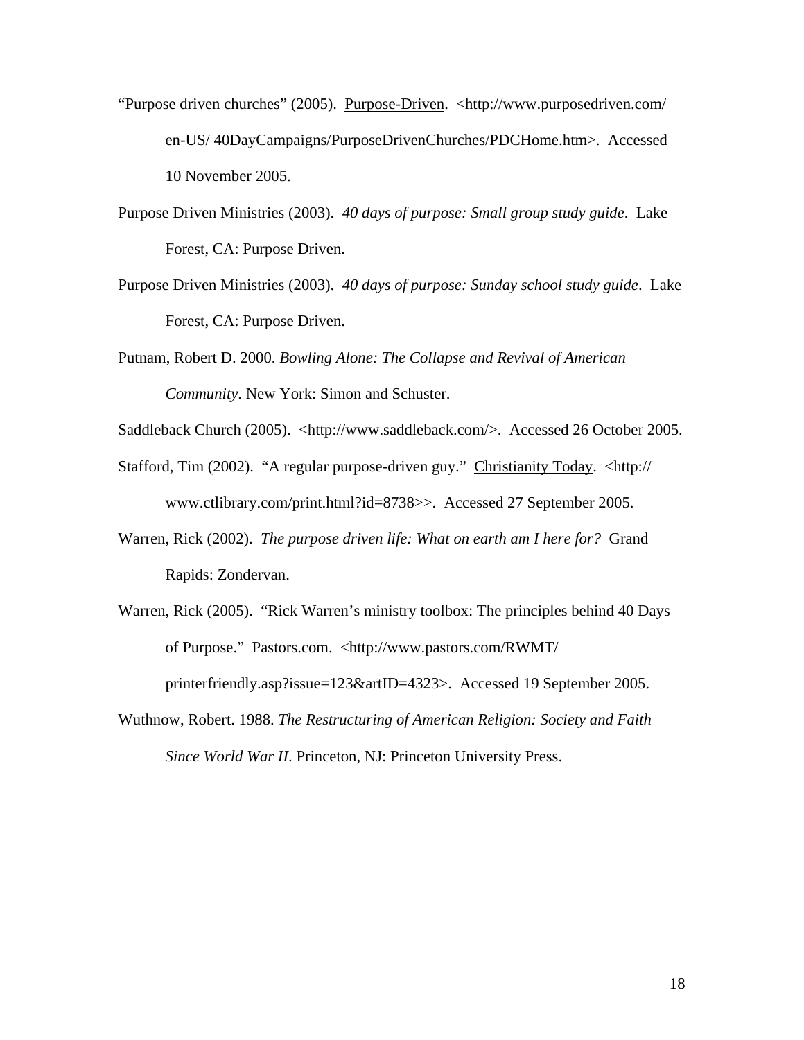"Purpose driven churches" (2005). Purpose-Driven. <http://www.purposedriven.com/en-US/ 40DayCampaigns/PurposeDrivenChurches/PDCHome.htm>. Accessed 10 November 2005.

Purpose Driven Ministries (2003). *40 days of purpose: Small group study guide*. Lake Forest, CA: Purpose Driven.

Purpose Driven Ministries (2003). *40 days of purpose: Sunday school study guide*. Lake Forest, CA: Purpose Driven.

Putnam, Robert D. 2000. *Bowling Alone: The Collapse and Revival of American Community*. New York: Simon and Schuster.

Saddleback Church (2005). <http://www.saddleback.com/>. Accessed 26 October 2005.

Stafford, Tim (2002). "A regular purpose-driven guy." Christianity Today. <http://www.ctlibrary.com/print.html?id=8738>>. Accessed 27 September 2005.

Warren, Rick (2002). *The purpose driven life: What on earth am I here for?* Grand Rapids: Zondervan.

Warren, Rick (2005). "Rick Warren's ministry toolbox: The principles behind 40 Days of Purpose." Pastors.com. <http://www.pastors.com/RWMT/printerfriendly.asp?issue=123&artID=4323>. Accessed 19 September 2005.

Wuthnow, Robert. 1988. *The Restructuring of American Religion: Society and Faith Since World War II*. Princeton, NJ: Princeton University Press.